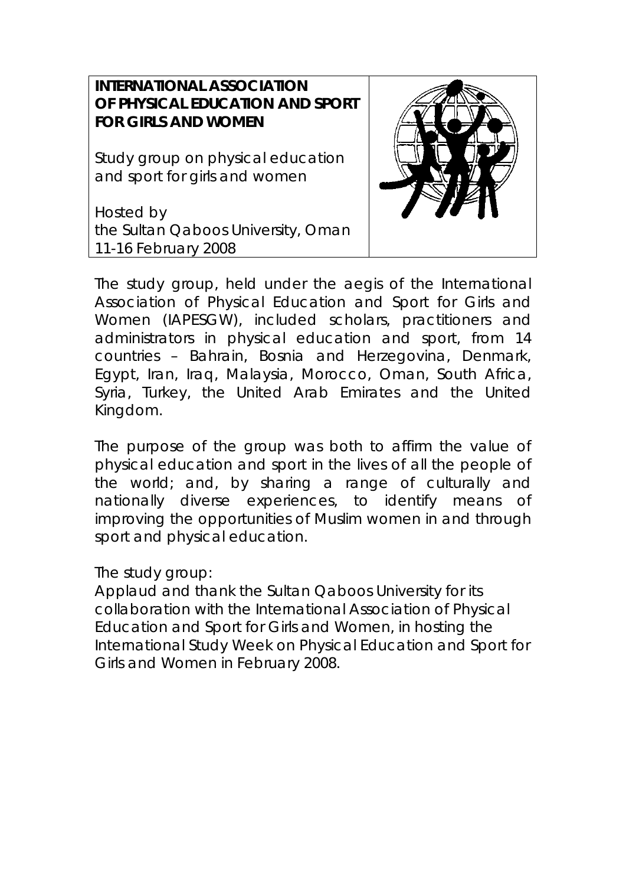**INTERNATIONAL ASSOCIATION OF PHYSICAL EDUCATION AND SPORT FOR GIRLS AND WOMEN**

Study group on physical education and sport for girls and women

Hosted by
the Sultan Qaboos University, Oman
11-16 February 2008

The study group, held under the aegis of the International Association of Physical Education and Sport for Girls and Women (IAPESGW), included scholars, practitioners and administrators in physical education and sport, from 14 countries – Bahrain, Bosnia and Herzegovina, Denmark, Egypt, Iran, Iraq, Malaysia, Morocco, Oman, South Africa, Syria, Turkey, the United Arab Emirates and the United Kingdom.

The purpose of the group was both to affirm the value of physical education and sport in the lives of all the people of the world; and, by sharing a range of culturally and nationally diverse experiences, to identify means of improving the opportunities of Muslim women in and through sport and physical education.

The study group:
Applaud and thank the Sultan Qaboos University for its collaboration with the International Association of Physical Education and Sport for Girls and Women, in hosting the International Study Week on Physical Education and Sport for Girls and Women in February 2008.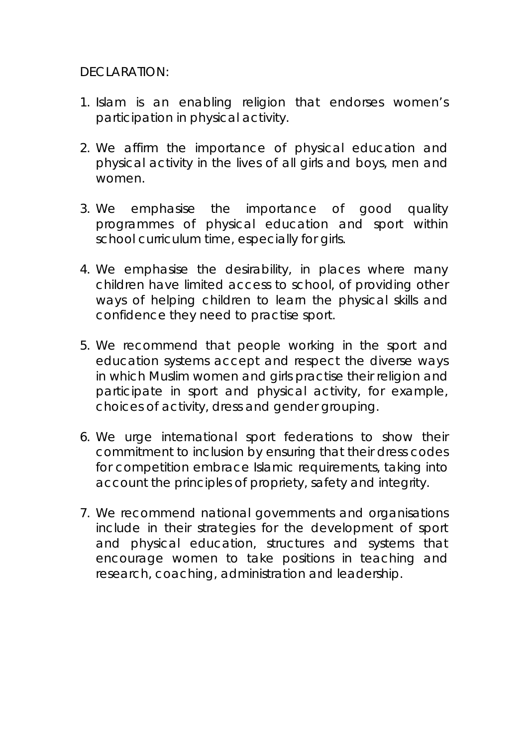DECLARATION:

1. Islam is an enabling religion that endorses women's participation in physical activity.

2. We affirm the importance of physical education and physical activity in the lives of all girls and boys, men and women.

3. We emphasise the importance of good quality programmes of physical education and sport within school curriculum time, especially for girls.

4. We emphasise the desirability, in places where many children have limited access to school, of providing other ways of helping children to learn the physical skills and confidence they need to practise sport.

5. We recommend that people working in the sport and education systems accept and respect the diverse ways in which Muslim women and girls practise their religion and participate in sport and physical activity, for example, choices of activity, dress and gender grouping.

6. We urge international sport federations to show their commitment to inclusion by ensuring that their dress codes for competition embrace Islamic requirements, taking into account the principles of propriety, safety and integrity.

7. We recommend national governments and organisations include in their strategies for the development of sport and physical education, structures and systems that encourage women to take positions in teaching and research, coaching, administration and leadership.